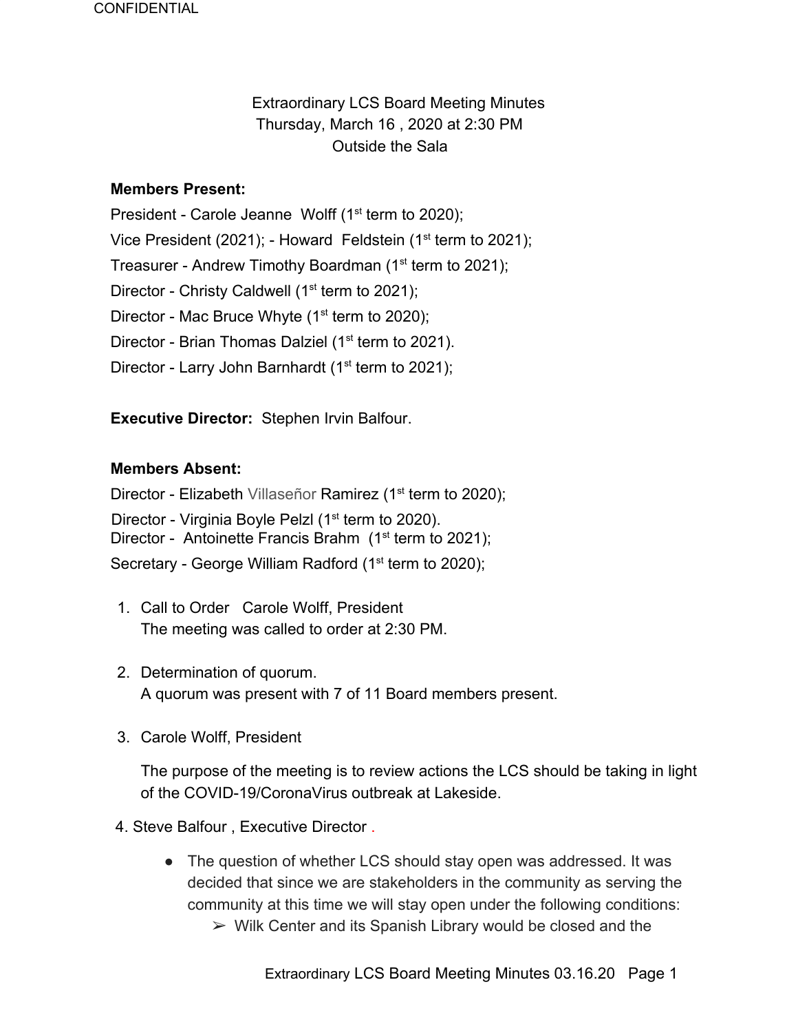CONFIDENTIAL

Extraordinary LCS Board Meeting Minutes
Thursday, March 16 , 2020 at 2:30 PM
Outside the Sala

**Members Present:**

President - Carole Jeanne Wolff (1st term to 2020);
Vice President (2021); - Howard Feldstein (1st term to 2021);
Treasurer - Andrew Timothy Boardman (1st term to 2021);
Director - Christy Caldwell (1st term to 2021);
Director - Mac Bruce Whyte (1st term to 2020);
Director - Brian Thomas Dalziel (1st term to 2021).
Director - Larry John Barnhardt (1st term to 2021);

**Executive Director:** Stephen Irvin Balfour.

**Members Absent:**

Director - Elizabeth Villaseñor Ramirez (1st term to 2020);
Director - Virginia Boyle Pelzl (1st term to 2020).
Director - Antoinette Francis Brahm (1st term to 2021);
Secretary - George William Radford (1st term to 2020);

1. Call to Order Carole Wolff, President
   The meeting was called to order at 2:30 PM.

2. Determination of quorum.
   A quorum was present with 7 of 11 Board members present.

3. Carole Wolff, President

   The purpose of the meeting is to review actions the LCS should be taking in light of the COVID-19/CoronaVirus outbreak at Lakeside.

4. Steve Balfour , Executive Director .

   - The question of whether LCS should stay open was addressed. It was decided that since we are stakeholders in the community as serving the community at this time we will stay open under the following conditions:
     - Wilk Center and its Spanish Library would be closed and the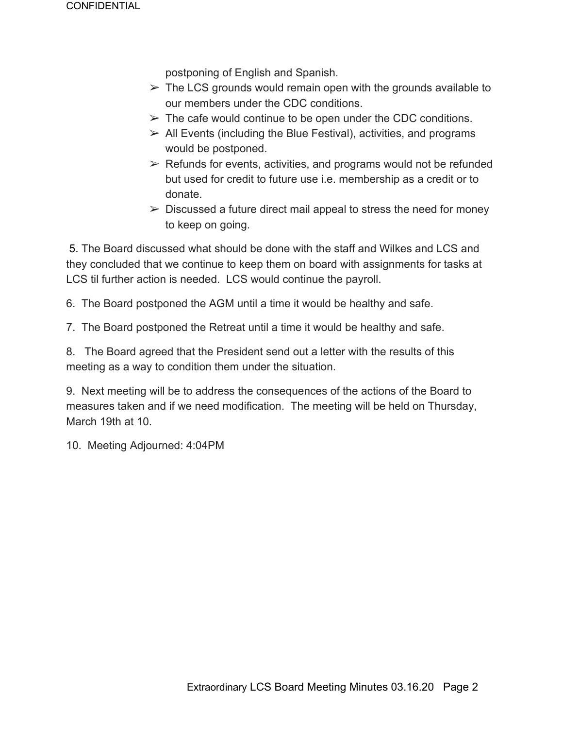postponing of English and Spanish.

- ➢ The LCS grounds would remain open with the grounds available to our members under the CDC conditions.
- ➢ The cafe would continue to be open under the CDC conditions.
- ➢ All Events (including the Blue Festival), activities, and programs would be postponed.
- ➢ Refunds for events, activities, and programs would not be refunded but used for credit to future use i.e. membership as a credit or to donate.
- ➢ Discussed a future direct mail appeal to stress the need for money to keep on going.

5. The Board discussed what should be done with the staff and Wilkes and LCS and they concluded that we continue to keep them on board with assignments for tasks at LCS til further action is needed. LCS would continue the payroll.

6. The Board postponed the AGM until a time it would be healthy and safe.

7. The Board postponed the Retreat until a time it would be healthy and safe.

8. The Board agreed that the President send out a letter with the results of this meeting as a way to condition them under the situation.

9. Next meeting will be to address the consequences of the actions of the Board to measures taken and if we need modification. The meeting will be held on Thursday, March 19th at 10.

10. Meeting Adjourned: 4:04PM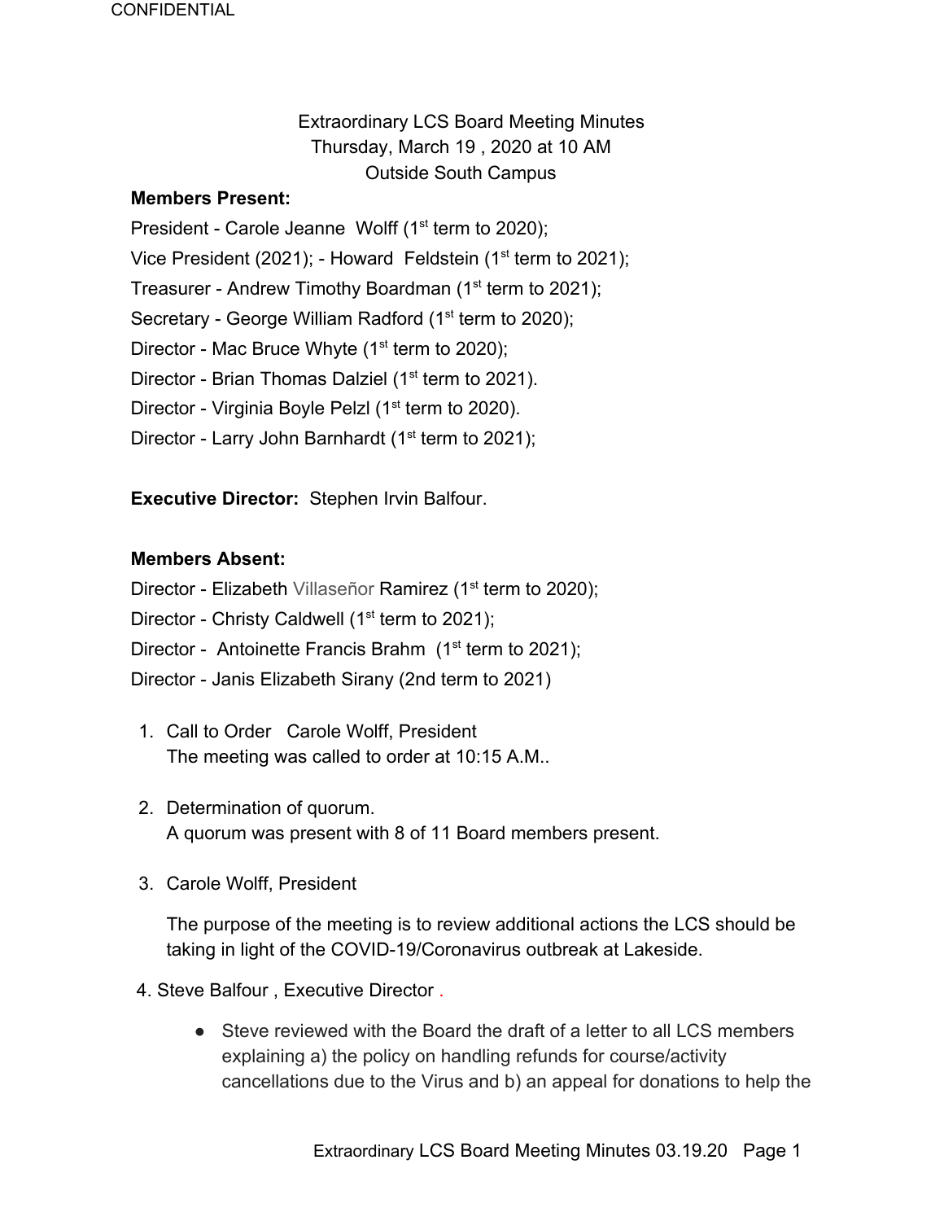CONFIDENTIAL

Extraordinary LCS Board Meeting Minutes
Thursday, March 19 , 2020 at 10 AM
Outside South Campus

**Members Present:**

President - Carole Jeanne Wolff (1st term to 2020);
Vice President (2021); - Howard Feldstein (1st term to 2021);
Treasurer - Andrew Timothy Boardman (1st term to 2021);
Secretary - George William Radford (1st term to 2020);
Director - Mac Bruce Whyte (1st term to 2020);
Director - Brian Thomas Dalziel (1st term to 2021).
Director - Virginia Boyle Pelzl (1st term to 2020).
Director - Larry John Barnhardt (1st term to 2021);

**Executive Director:** Stephen Irvin Balfour.

**Members Absent:**

Director - Elizabeth Villaseñor Ramirez (1st term to 2020);
Director - Christy Caldwell (1st term to 2021);
Director - Antoinette Francis Brahm (1st term to 2021);
Director - Janis Elizabeth Sirany (2nd term to 2021)

1. Call to Order Carole Wolff, President
   The meeting was called to order at 10:15 A.M..

2. Determination of quorum.
   A quorum was present with 8 of 11 Board members present.

3. Carole Wolff, President

   The purpose of the meeting is to review additional actions the LCS should be taking in light of the COVID-19/Coronavirus outbreak at Lakeside.

4. Steve Balfour , Executive Director .

   - Steve reviewed with the Board the draft of a letter to all LCS members explaining a) the policy on handling refunds for course/activity cancellations due to the Virus and b) an appeal for donations to help the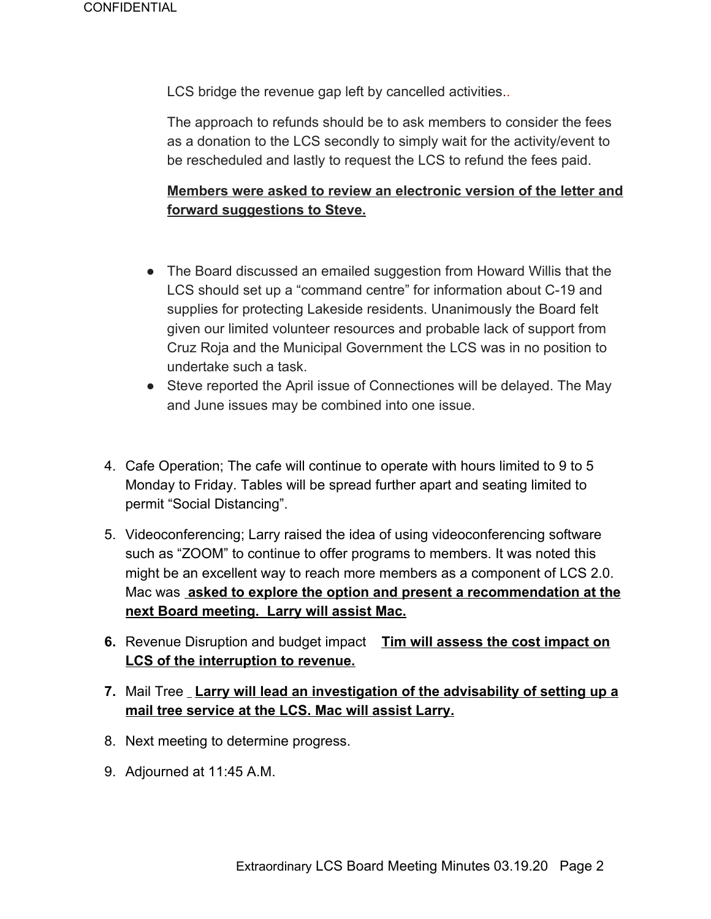LCS bridge the revenue gap left by cancelled activities..

The approach to refunds should be to ask members to consider the fees as a donation to the LCS secondly to simply wait for the activity/event to be rescheduled and lastly to request the LCS to refund the fees paid.

**Members were asked to review an electronic version of the letter and forward suggestions to Steve.**

- The Board discussed an emailed suggestion from Howard Willis that the LCS should set up a "command centre" for information about C-19 and supplies for protecting Lakeside residents. Unanimously the Board felt given our limited volunteer resources and probable lack of support from Cruz Roja and the Municipal Government the LCS was in no position to undertake such a task.
- Steve reported the April issue of Connectiones will be delayed. The May and June issues may be combined into one issue.

4. Cafe Operation; The cafe will continue to operate with hours limited to 9 to 5 Monday to Friday. Tables will be spread further apart and seating limited to permit "Social Distancing".
5. Videoconferencing; Larry raised the idea of using videoconferencing software such as "ZOOM" to continue to offer programs to members. It was noted this might be an excellent way to reach more members as a component of LCS 2.0. Mac was **asked to explore the option and present a recommendation at the next Board meeting. Larry will assist Mac.**
6. Revenue Disruption and budget impact **Tim will assess the cost impact on LCS of the interruption to revenue.**
7. Mail Tree **Larry will lead an investigation of the advisability of setting up a mail tree service at the LCS. Mac will assist Larry.**
8. Next meeting to determine progress.
9. Adjourned at 11:45 A.M.